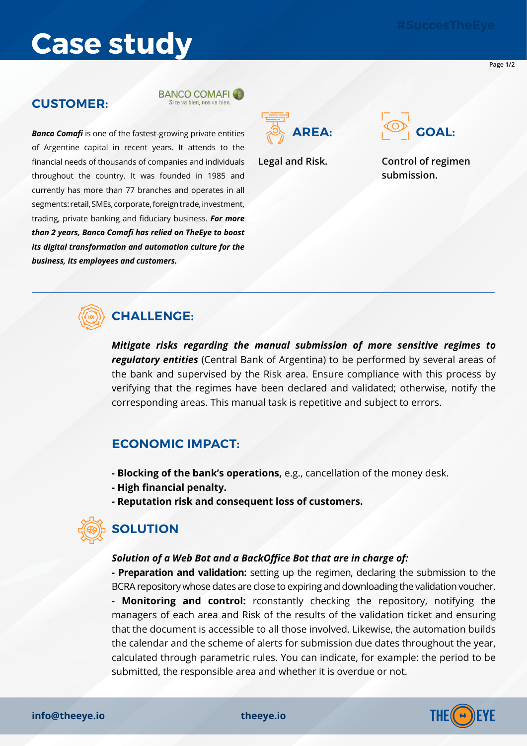# Case study

#SuccesTheEye

## CUSTOMER:

BANCO COMAFI
Si te va bien, nos va bien.

***Banco Comafi*** is one of the fastest-growing private entities of Argentine capital in recent years. It attends to the financial needs of thousands of companies and individuals throughout the country. It was founded in 1985 and currently has more than 77 branches and operates in all segments: retail, SMEs, corporate, foreign trade, investment, trading, private banking and fiduciary business. ***For more than 2 years, Banco Comafi has relied on TheEye to boost its digital transformation and automation culture for the business, its employees and customers.***

## AREA:

**Legal and Risk.**

## GOAL:

**Control of regimen submission.**

## CHALLENGE:

***Mitigate risks regarding the manual submission of more sensitive regimes to regulatory entities*** (Central Bank of Argentina) to be performed by several areas of the bank and supervised by the Risk area. Ensure compliance with this process by verifying that the regimes have been declared and validated; otherwise, notify the corresponding areas. This manual task is repetitive and subject to errors.

## ECONOMIC IMPACT:

- **Blocking of the bank's operations,** e.g., cancellation of the money desk.
- **High financial penalty.**
- **Reputation risk and consequent loss of customers.**

## SOLUTION

***Solution of a Web Bot and a BackOffice Bot that are in charge of:***

- **Preparation and validation:** setting up the regimen, declaring the submission to the BCRA repository whose dates are close to expiring and downloading the validation voucher.
- **Monitoring and control:** rconstantly checking the repository, notifying the managers of each area and Risk of the results of the validation ticket and ensuring that the document is accessible to all those involved. Likewise, the automation builds the calendar and the scheme of alerts for submission due dates throughout the year, calculated through parametric rules. You can indicate, for example: the period to be submitted, the responsible area and whether it is overdue or not.

**info@theeye.io** **theeye.io**

THE EYE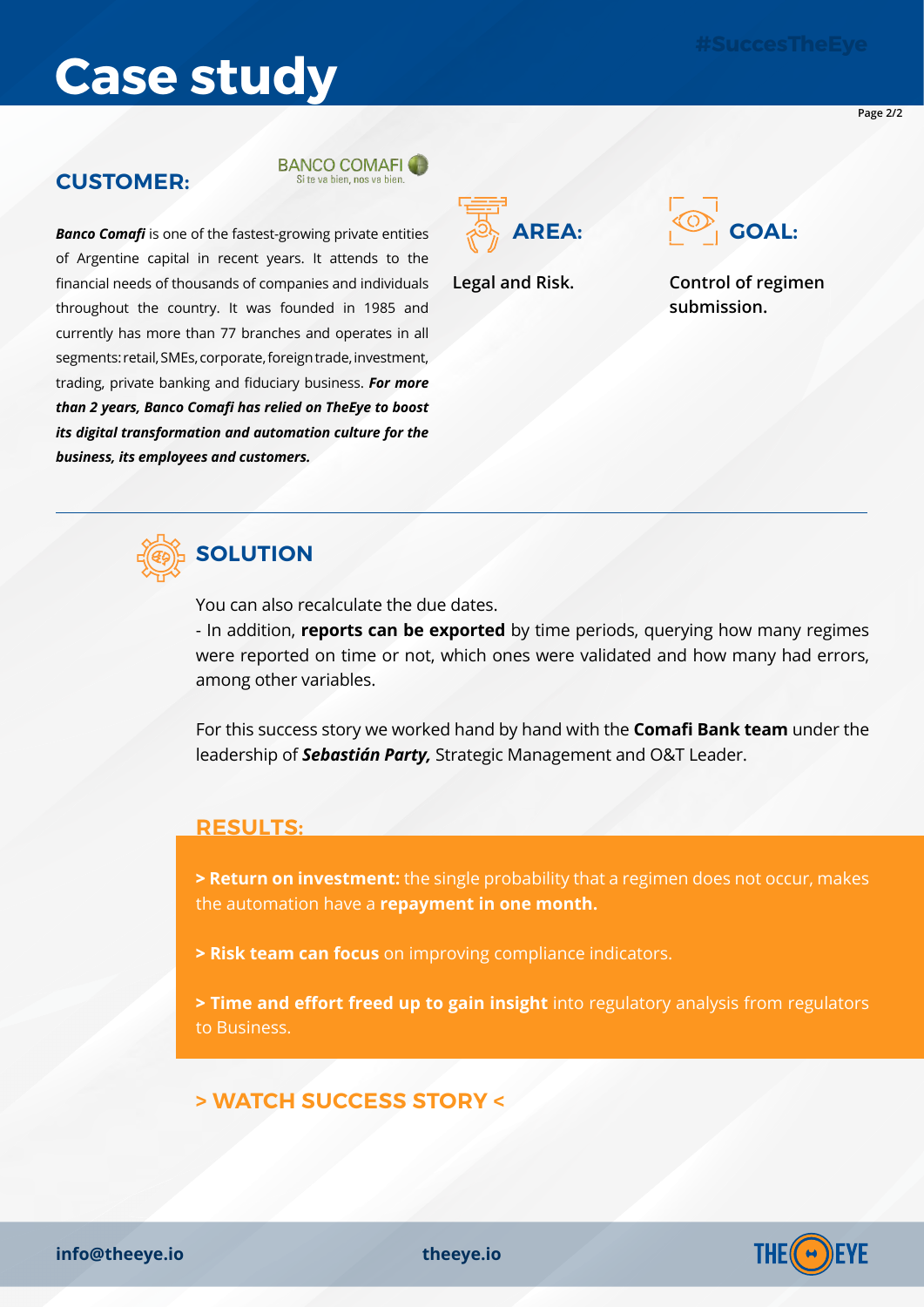# Case study

## CUSTOMER:

BANCO COMAFI
Si te va bien, nos va bien.

***Banco Comafi*** is one of the fastest-growing private entities of Argentine capital in recent years. It attends to the financial needs of thousands of companies and individuals throughout the country. It was founded in 1985 and currently has more than 77 branches and operates in all segments: retail, SMEs, corporate, foreign trade, investment, trading, private banking and fiduciary business. ***For more than 2 years, Banco Comafi has relied on TheEye to boost its digital transformation and automation culture for the business, its employees and customers.***

## AREA:

**Legal and Risk.**

## GOAL:

**Control of regimen submission.**

## SOLUTION

You can also recalculate the due dates.
- In addition, **reports can be exported** by time periods, querying how many regimes were reported on time or not, which ones were validated and how many had errors, among other variables.

For this success story we worked hand by hand with the **Comafi Bank team** under the leadership of ***Sebastián Party,*** Strategic Management and O&T Leader.

## RESULTS:

**> Return on investment:** the single probability that a regimen does not occur, makes the automation have a **repayment in one month.**

**> Risk team can focus** on improving compliance indicators.

**> Time and effort freed up to gain insight** into regulatory analysis from regulators to Business.

**> WATCH SUCCESS STORY <**

**info@theeye.io** **theeye.io**